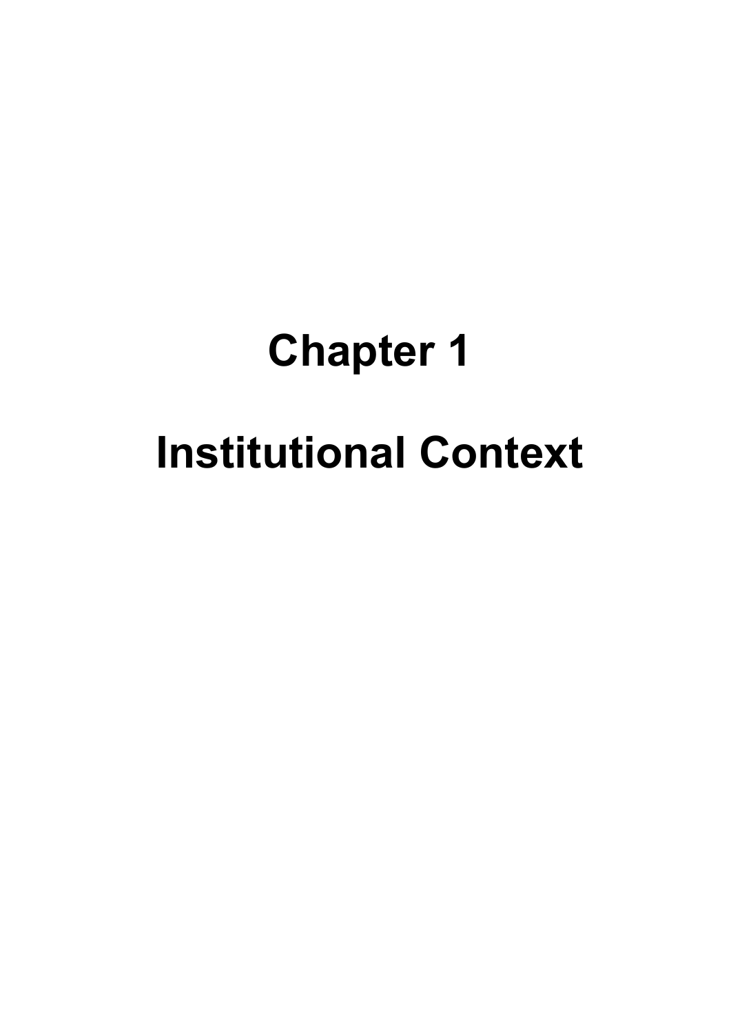# Chapter 1

# Institutional Context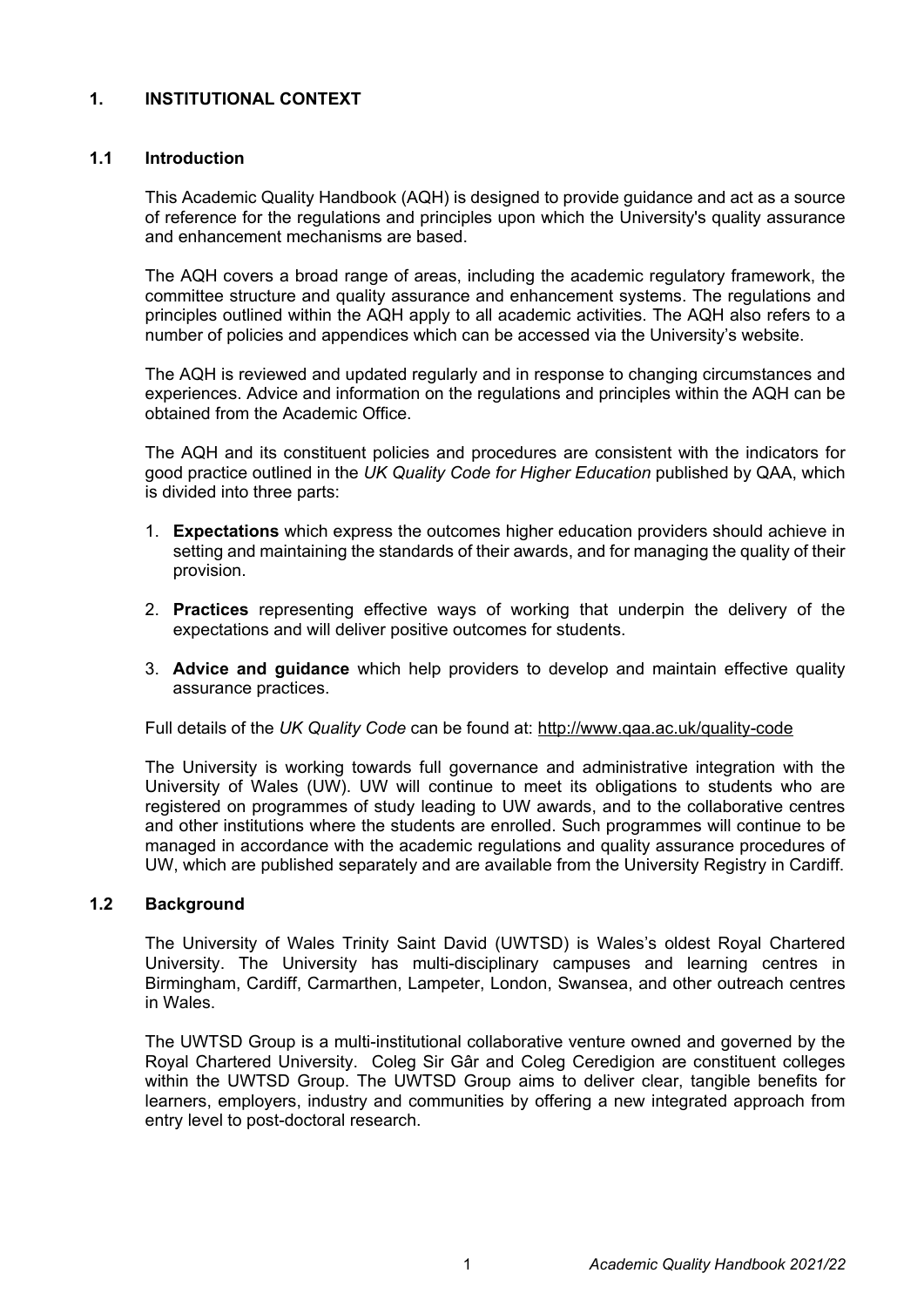# 1. INSTITUTIONAL CONTEXT

## 1.1 Introduction

This Academic Quality Handbook (AQH) is designed to provide guidance and act as a source of reference for the regulations and principles upon which the University's quality assurance and enhancement mechanisms are based.

The AQH covers a broad range of areas, including the academic regulatory framework, the committee structure and quality assurance and enhancement systems. The regulations and principles outlined within the AQH apply to all academic activities. The AQH also refers to a number of policies and appendices which can be accessed via the University's website.

The AQH is reviewed and updated regularly and in response to changing circumstances and experiences. Advice and information on the regulations and principles within the AQH can be obtained from the Academic Office.

The AQH and its constituent policies and procedures are consistent with the indicators for good practice outlined in the *UK Quality Code for Higher Education* published by QAA, which is divided into three parts:

1. **Expectations** which express the outcomes higher education providers should achieve in setting and maintaining the standards of their awards, and for managing the quality of their provision.

2. **Practices** representing effective ways of working that underpin the delivery of the expectations and will deliver positive outcomes for students.

3. **Advice and guidance** which help providers to develop and maintain effective quality assurance practices.

Full details of the *UK Quality Code* can be found at: http://www.qaa.ac.uk/quality-code

The University is working towards full governance and administrative integration with the University of Wales (UW). UW will continue to meet its obligations to students who are registered on programmes of study leading to UW awards, and to the collaborative centres and other institutions where the students are enrolled. Such programmes will continue to be managed in accordance with the academic regulations and quality assurance procedures of UW, which are published separately and are available from the University Registry in Cardiff.

## 1.2 Background

The University of Wales Trinity Saint David (UWTSD) is Wales's oldest Royal Chartered University. The University has multi-disciplinary campuses and learning centres in Birmingham, Cardiff, Carmarthen, Lampeter, London, Swansea, and other outreach centres in Wales.

The UWTSD Group is a multi-institutional collaborative venture owned and governed by the Royal Chartered University. Coleg Sir Gâr and Coleg Ceredigion are constituent colleges within the UWTSD Group. The UWTSD Group aims to deliver clear, tangible benefits for learners, employers, industry and communities by offering a new integrated approach from entry level to post-doctoral research.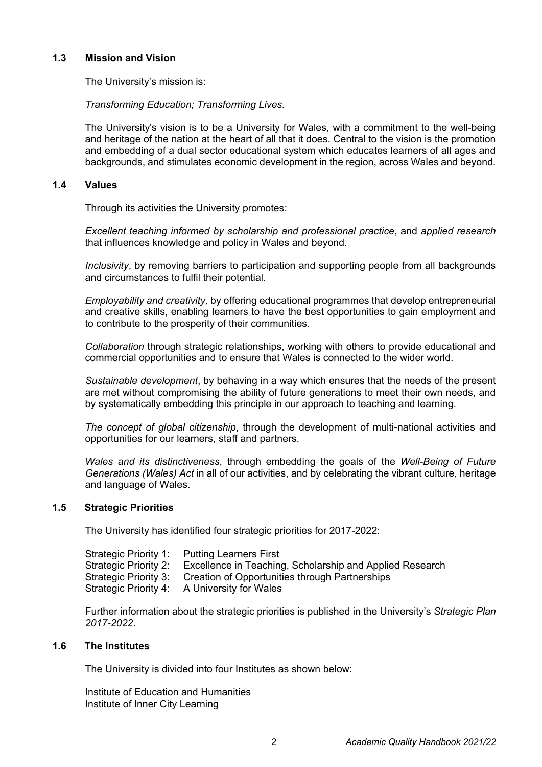## 1.3 Mission and Vision

The University's mission is:

*Transforming Education; Transforming Lives.*

The University's vision is to be a University for Wales, with a commitment to the well-being and heritage of the nation at the heart of all that it does. Central to the vision is the promotion and embedding of a dual sector educational system which educates learners of all ages and backgrounds, and stimulates economic development in the region, across Wales and beyond.

## 1.4 Values

Through its activities the University promotes:

*Excellent teaching informed by scholarship and professional practice*, and *applied research* that influences knowledge and policy in Wales and beyond.

*Inclusivity*, by removing barriers to participation and supporting people from all backgrounds and circumstances to fulfil their potential.

*Employability and creativity,* by offering educational programmes that develop entrepreneurial and creative skills, enabling learners to have the best opportunities to gain employment and to contribute to the prosperity of their communities.

*Collaboration* through strategic relationships, working with others to provide educational and commercial opportunities and to ensure that Wales is connected to the wider world.

*Sustainable development*, by behaving in a way which ensures that the needs of the present are met without compromising the ability of future generations to meet their own needs, and by systematically embedding this principle in our approach to teaching and learning.

*The concept of global citizenship*, through the development of multi-national activities and opportunities for our learners, staff and partners.

*Wales and its distinctiveness*, through embedding the goals of the *Well-Being of Future Generations (Wales) Act* in all of our activities, and by celebrating the vibrant culture, heritage and language of Wales.

## 1.5 Strategic Priorities

The University has identified four strategic priorities for 2017-2022:

Strategic Priority 1: Putting Learners First
Strategic Priority 2: Excellence in Teaching, Scholarship and Applied Research
Strategic Priority 3: Creation of Opportunities through Partnerships
Strategic Priority 4: A University for Wales

Further information about the strategic priorities is published in the University's *Strategic Plan 2017-2022*.

## 1.6 The Institutes

The University is divided into four Institutes as shown below:

Institute of Education and Humanities
Institute of Inner City Learning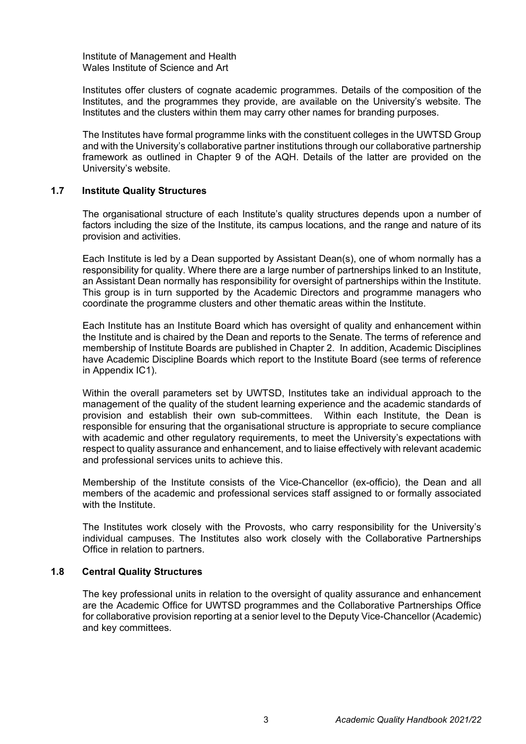Institute of Management and Health
Wales Institute of Science and Art

Institutes offer clusters of cognate academic programmes. Details of the composition of the Institutes, and the programmes they provide, are available on the University's website. The Institutes and the clusters within them may carry other names for branding purposes.

The Institutes have formal programme links with the constituent colleges in the UWTSD Group and with the University's collaborative partner institutions through our collaborative partnership framework as outlined in Chapter 9 of the AQH. Details of the latter are provided on the University's website.

### 1.7 Institute Quality Structures

The organisational structure of each Institute's quality structures depends upon a number of factors including the size of the Institute, its campus locations, and the range and nature of its provision and activities.

Each Institute is led by a Dean supported by Assistant Dean(s), one of whom normally has a responsibility for quality. Where there are a large number of partnerships linked to an Institute, an Assistant Dean normally has responsibility for oversight of partnerships within the Institute. This group is in turn supported by the Academic Directors and programme managers who coordinate the programme clusters and other thematic areas within the Institute.

Each Institute has an Institute Board which has oversight of quality and enhancement within the Institute and is chaired by the Dean and reports to the Senate. The terms of reference and membership of Institute Boards are published in Chapter 2. In addition, Academic Disciplines have Academic Discipline Boards which report to the Institute Board (see terms of reference in Appendix IC1).

Within the overall parameters set by UWTSD, Institutes take an individual approach to the management of the quality of the student learning experience and the academic standards of provision and establish their own sub-committees. Within each Institute, the Dean is responsible for ensuring that the organisational structure is appropriate to secure compliance with academic and other regulatory requirements, to meet the University's expectations with respect to quality assurance and enhancement, and to liaise effectively with relevant academic and professional services units to achieve this.

Membership of the Institute consists of the Vice-Chancellor (ex-officio), the Dean and all members of the academic and professional services staff assigned to or formally associated with the Institute.

The Institutes work closely with the Provosts, who carry responsibility for the University's individual campuses. The Institutes also work closely with the Collaborative Partnerships Office in relation to partners.

### 1.8 Central Quality Structures

The key professional units in relation to the oversight of quality assurance and enhancement are the Academic Office for UWTSD programmes and the Collaborative Partnerships Office for collaborative provision reporting at a senior level to the Deputy Vice-Chancellor (Academic) and key committees.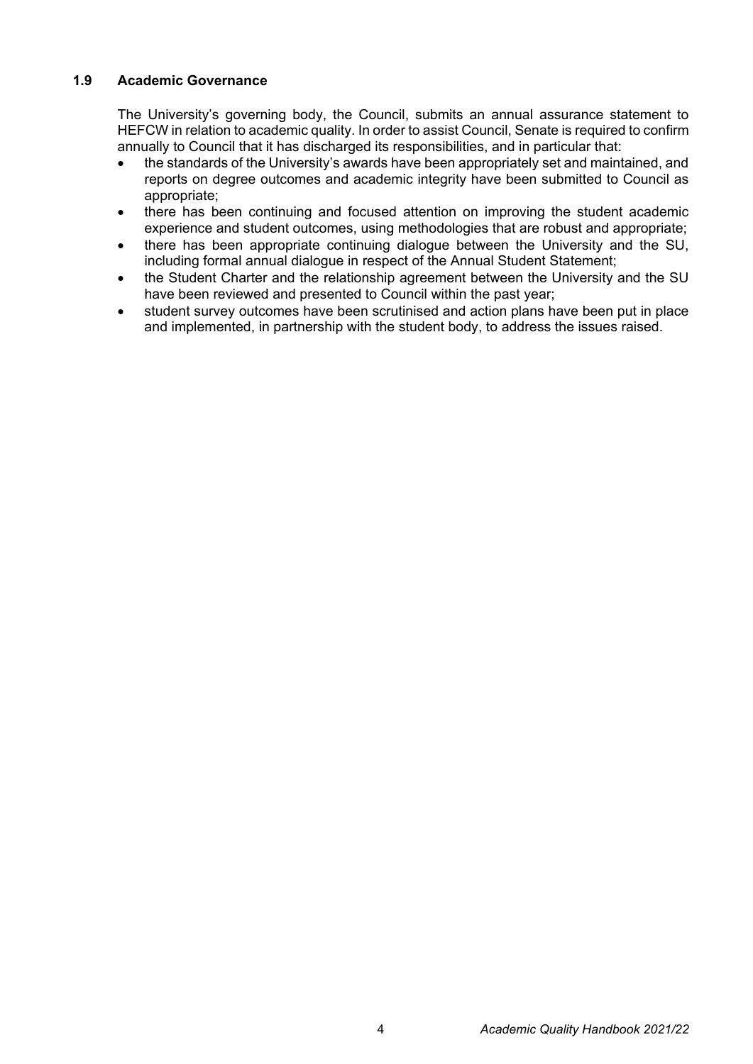### 1.9 Academic Governance

The University's governing body, the Council, submits an annual assurance statement to HEFCW in relation to academic quality. In order to assist Council, Senate is required to confirm annually to Council that it has discharged its responsibilities, and in particular that:

- the standards of the University's awards have been appropriately set and maintained, and reports on degree outcomes and academic integrity have been submitted to Council as appropriate;
- there has been continuing and focused attention on improving the student academic experience and student outcomes, using methodologies that are robust and appropriate;
- there has been appropriate continuing dialogue between the University and the SU, including formal annual dialogue in respect of the Annual Student Statement;
- the Student Charter and the relationship agreement between the University and the SU have been reviewed and presented to Council within the past year;
- student survey outcomes have been scrutinised and action plans have been put in place and implemented, in partnership with the student body, to address the issues raised.